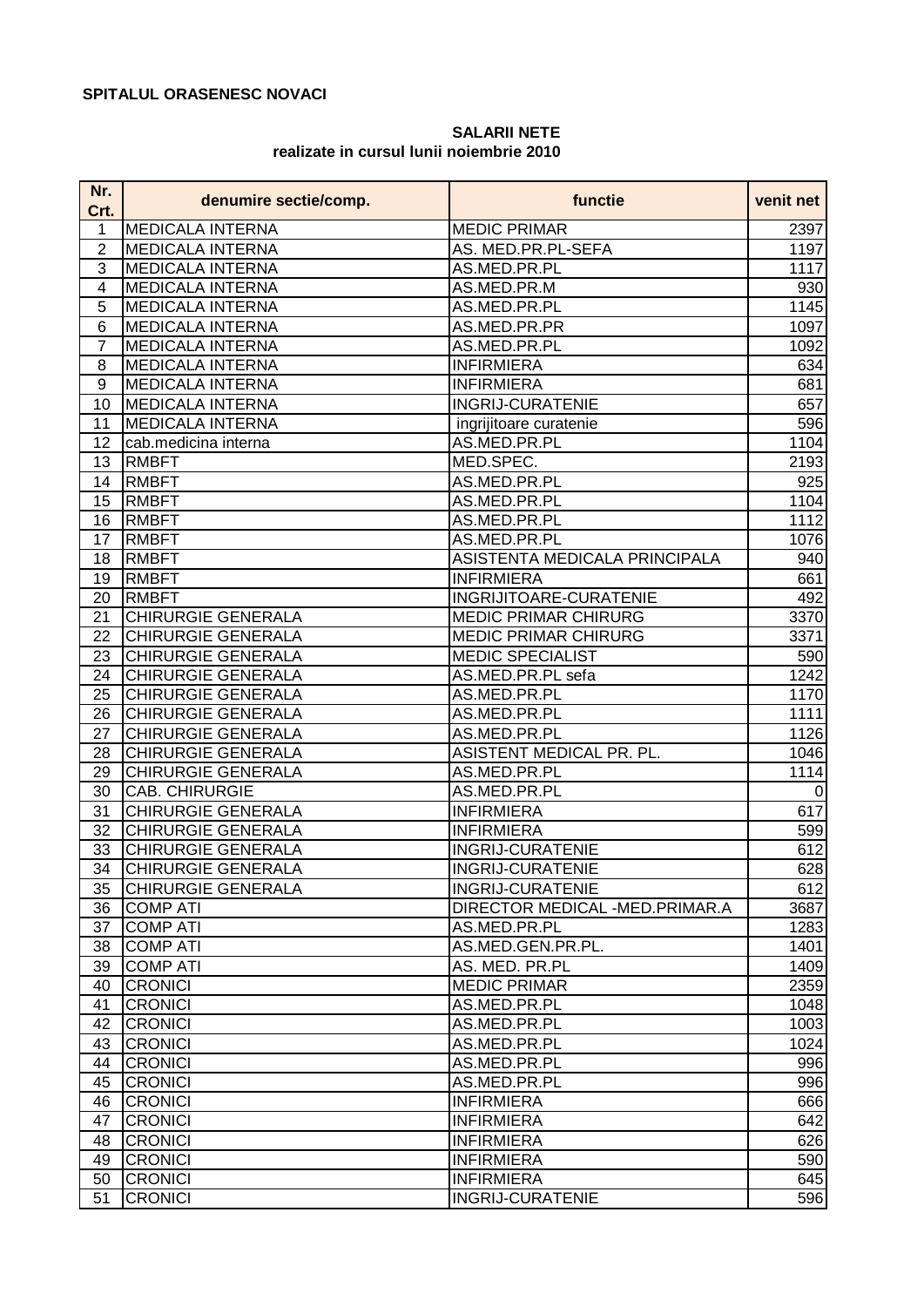**SPITALUL ORASENESC NOVACI**

**SALARII NETE**
**realizate in cursul lunii noiembrie 2010**

| Nr. Crt. | denumire sectie/comp. | functie | venit net |
|---|---|---|---|
| 1 | MEDICALA INTERNA | MEDIC PRIMAR | 2397 |
| 2 | MEDICALA INTERNA | AS. MED.PR.PL-SEFA | 1197 |
| 3 | MEDICALA INTERNA | AS.MED.PR.PL | 1117 |
| 4 | MEDICALA INTERNA | AS.MED.PR.M | 930 |
| 5 | MEDICALA INTERNA | AS.MED.PR.PL | 1145 |
| 6 | MEDICALA INTERNA | AS.MED.PR.PR | 1097 |
| 7 | MEDICALA INTERNA | AS.MED.PR.PL | 1092 |
| 8 | MEDICALA INTERNA | INFIRMIERA | 634 |
| 9 | MEDICALA INTERNA | INFIRMIERA | 681 |
| 10 | MEDICALA INTERNA | INGRIJ-CURATENIE | 657 |
| 11 | MEDICALA INTERNA | ingrijitoare curatenie | 596 |
| 12 | cab.medicina interna | AS.MED.PR.PL | 1104 |
| 13 | RMBFT | MED.SPEC. | 2193 |
| 14 | RMBFT | AS.MED.PR.PL | 925 |
| 15 | RMBFT | AS.MED.PR.PL | 1104 |
| 16 | RMBFT | AS.MED.PR.PL | 1112 |
| 17 | RMBFT | AS.MED.PR.PL | 1076 |
| 18 | RMBFT | ASISTENTA MEDICALA PRINCIPALA | 940 |
| 19 | RMBFT | INFIRMIERA | 661 |
| 20 | RMBFT | INGRIJITOARE-CURATENIE | 492 |
| 21 | CHIRURGIE GENERALA | MEDIC PRIMAR CHIRURG | 3370 |
| 22 | CHIRURGIE GENERALA | MEDIC PRIMAR CHIRURG | 3371 |
| 23 | CHIRURGIE GENERALA | MEDIC SPECIALIST | 590 |
| 24 | CHIRURGIE GENERALA | AS.MED.PR.PL sefa | 1242 |
| 25 | CHIRURGIE GENERALA | AS.MED.PR.PL | 1170 |
| 26 | CHIRURGIE GENERALA | AS.MED.PR.PL | 1111 |
| 27 | CHIRURGIE GENERALA | AS.MED.PR.PL | 1126 |
| 28 | CHIRURGIE GENERALA | ASISTENT MEDICAL PR. PL. | 1046 |
| 29 | CHIRURGIE GENERALA | AS.MED.PR.PL | 1114 |
| 30 | CAB. CHIRURGIE | AS.MED.PR.PL | 0 |
| 31 | CHIRURGIE GENERALA | INFIRMIERA | 617 |
| 32 | CHIRURGIE GENERALA | INFIRMIERA | 599 |
| 33 | CHIRURGIE GENERALA | INGRIJ-CURATENIE | 612 |
| 34 | CHIRURGIE GENERALA | INGRIJ-CURATENIE | 628 |
| 35 | CHIRURGIE GENERALA | INGRIJ-CURATENIE | 612 |
| 36 | COMP ATI | DIRECTOR MEDICAL -MED.PRIMAR.A | 3687 |
| 37 | COMP ATI | AS.MED.PR.PL | 1283 |
| 38 | COMP ATI | AS.MED.GEN.PR.PL. | 1401 |
| 39 | COMP ATI | AS. MED. PR.PL | 1409 |
| 40 | CRONICI | MEDIC PRIMAR | 2359 |
| 41 | CRONICI | AS.MED.PR.PL | 1048 |
| 42 | CRONICI | AS.MED.PR.PL | 1003 |
| 43 | CRONICI | AS.MED.PR.PL | 1024 |
| 44 | CRONICI | AS.MED.PR.PL | 996 |
| 45 | CRONICI | AS.MED.PR.PL | 996 |
| 46 | CRONICI | INFIRMIERA | 666 |
| 47 | CRONICI | INFIRMIERA | 642 |
| 48 | CRONICI | INFIRMIERA | 626 |
| 49 | CRONICI | INFIRMIERA | 590 |
| 50 | CRONICI | INFIRMIERA | 645 |
| 51 | CRONICI | INGRIJ-CURATENIE | 596 |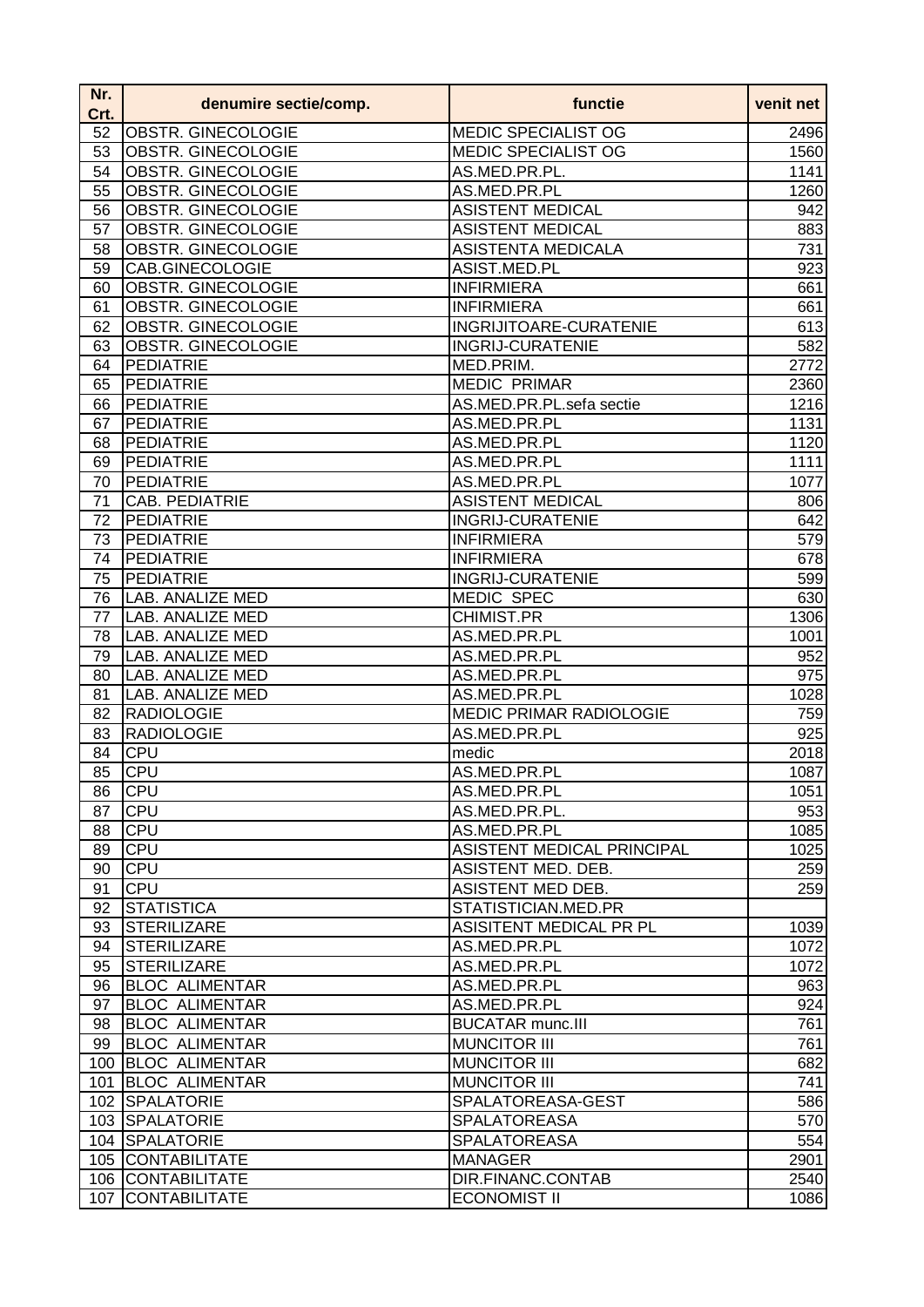| Nr. Crt. | denumire sectie/comp. | functie | venit net |
|---|---|---|---|
| 52 | OBSTR. GINECOLOGIE | MEDIC SPECIALIST OG | 2496 |
| 53 | OBSTR. GINECOLOGIE | MEDIC SPECIALIST OG | 1560 |
| 54 | OBSTR. GINECOLOGIE | AS.MED.PR.PL. | 1141 |
| 55 | OBSTR. GINECOLOGIE | AS.MED.PR.PL | 1260 |
| 56 | OBSTR. GINECOLOGIE | ASISTENT MEDICAL | 942 |
| 57 | OBSTR. GINECOLOGIE | ASISTENT MEDICAL | 883 |
| 58 | OBSTR. GINECOLOGIE | ASISTENTA MEDICALA | 731 |
| 59 | CAB.GINECOLOGIE | ASIST.MED.PL | 923 |
| 60 | OBSTR. GINECOLOGIE | INFIRMIERA | 661 |
| 61 | OBSTR. GINECOLOGIE | INFIRMIERA | 661 |
| 62 | OBSTR. GINECOLOGIE | INGRIJITOARE-CURATENIE | 613 |
| 63 | OBSTR. GINECOLOGIE | INGRIJ-CURATENIE | 582 |
| 64 | PEDIATRIE | MED.PRIM. | 2772 |
| 65 | PEDIATRIE | MEDIC PRIMAR | 2360 |
| 66 | PEDIATRIE | AS.MED.PR.PL.sefa sectie | 1216 |
| 67 | PEDIATRIE | AS.MED.PR.PL | 1131 |
| 68 | PEDIATRIE | AS.MED.PR.PL | 1120 |
| 69 | PEDIATRIE | AS.MED.PR.PL | 1111 |
| 70 | PEDIATRIE | AS.MED.PR.PL | 1077 |
| 71 | CAB. PEDIATRIE | ASISTENT MEDICAL | 806 |
| 72 | PEDIATRIE | INGRIJ-CURATENIE | 642 |
| 73 | PEDIATRIE | INFIRMIERA | 579 |
| 74 | PEDIATRIE | INFIRMIERA | 678 |
| 75 | PEDIATRIE | INGRIJ-CURATENIE | 599 |
| 76 | LAB. ANALIZE MED | MEDIC SPEC | 630 |
| 77 | LAB. ANALIZE MED | CHIMIST.PR | 1306 |
| 78 | LAB. ANALIZE MED | AS.MED.PR.PL | 1001 |
| 79 | LAB. ANALIZE MED | AS.MED.PR.PL | 952 |
| 80 | LAB. ANALIZE MED | AS.MED.PR.PL | 975 |
| 81 | LAB. ANALIZE MED | AS.MED.PR.PL | 1028 |
| 82 | RADIOLOGIE | MEDIC PRIMAR RADIOLOGIE | 759 |
| 83 | RADIOLOGIE | AS.MED.PR.PL | 925 |
| 84 | CPU | medic | 2018 |
| 85 | CPU | AS.MED.PR.PL | 1087 |
| 86 | CPU | AS.MED.PR.PL | 1051 |
| 87 | CPU | AS.MED.PR.PL. | 953 |
| 88 | CPU | AS.MED.PR.PL | 1085 |
| 89 | CPU | ASISTENT MEDICAL PRINCIPAL | 1025 |
| 90 | CPU | ASISTENT MED. DEB. | 259 |
| 91 | CPU | ASISTENT MED DEB. | 259 |
| 92 | STATISTICA | STATISTICIAN.MED.PR | |
| 93 | STERILIZARE | ASISITENT MEDICAL PR PL | 1039 |
| 94 | STERILIZARE | AS.MED.PR.PL | 1072 |
| 95 | STERILIZARE | AS.MED.PR.PL | 1072 |
| 96 | BLOC ALIMENTAR | AS.MED.PR.PL | 963 |
| 97 | BLOC ALIMENTAR | AS.MED.PR.PL | 924 |
| 98 | BLOC ALIMENTAR | BUCATAR munc.III | 761 |
| 99 | BLOC ALIMENTAR | MUNCITOR III | 761 |
| 100 | BLOC ALIMENTAR | MUNCITOR III | 682 |
| 101 | BLOC ALIMENTAR | MUNCITOR III | 741 |
| 102 | SPALATORIE | SPALATOREASA-GEST | 586 |
| 103 | SPALATORIE | SPALATOREASA | 570 |
| 104 | SPALATORIE | SPALATOREASA | 554 |
| 105 | CONTABILITATE | MANAGER | 2901 |
| 106 | CONTABILITATE | DIR.FINANC.CONTAB | 2540 |
| 107 | CONTABILITATE | ECONOMIST II | 1086 |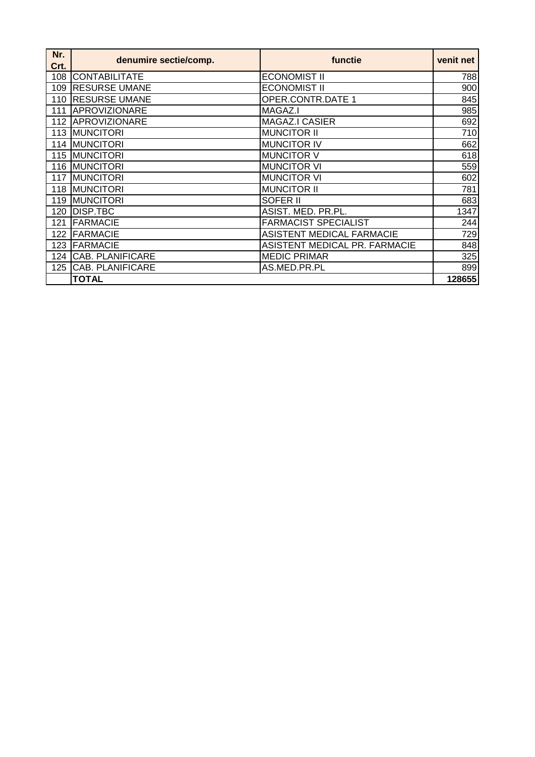| Nr. Crt. | denumire sectie/comp. | functie | venit net |
|---|---|---|---|
| 108 | CONTABILITATE | ECONOMIST II | 788 |
| 109 | RESURSE UMANE | ECONOMIST II | 900 |
| 110 | RESURSE UMANE | OPER.CONTR.DATE 1 | 845 |
| 111 | APROVIZIONARE | MAGAZ.I | 985 |
| 112 | APROVIZIONARE | MAGAZ.I CASIER | 692 |
| 113 | MUNCITORI | MUNCITOR II | 710 |
| 114 | MUNCITORI | MUNCITOR IV | 662 |
| 115 | MUNCITORI | MUNCITOR V | 618 |
| 116 | MUNCITORI | MUNCITOR VI | 559 |
| 117 | MUNCITORI | MUNCITOR VI | 602 |
| 118 | MUNCITORI | MUNCITOR II | 781 |
| 119 | MUNCITORI | SOFER II | 683 |
| 120 | DISP.TBC | ASIST. MED. PR.PL. | 1347 |
| 121 | FARMACIE | FARMACIST SPECIALIST | 244 |
| 122 | FARMACIE | ASISTENT MEDICAL FARMACIE | 729 |
| 123 | FARMACIE | ASISTENT MEDICAL PR. FARMACIE | 848 |
| 124 | CAB. PLANIFICARE | MEDIC PRIMAR | 325 |
| 125 | CAB. PLANIFICARE | AS.MED.PR.PL | 899 |
| | **TOTAL** | | **128655** |